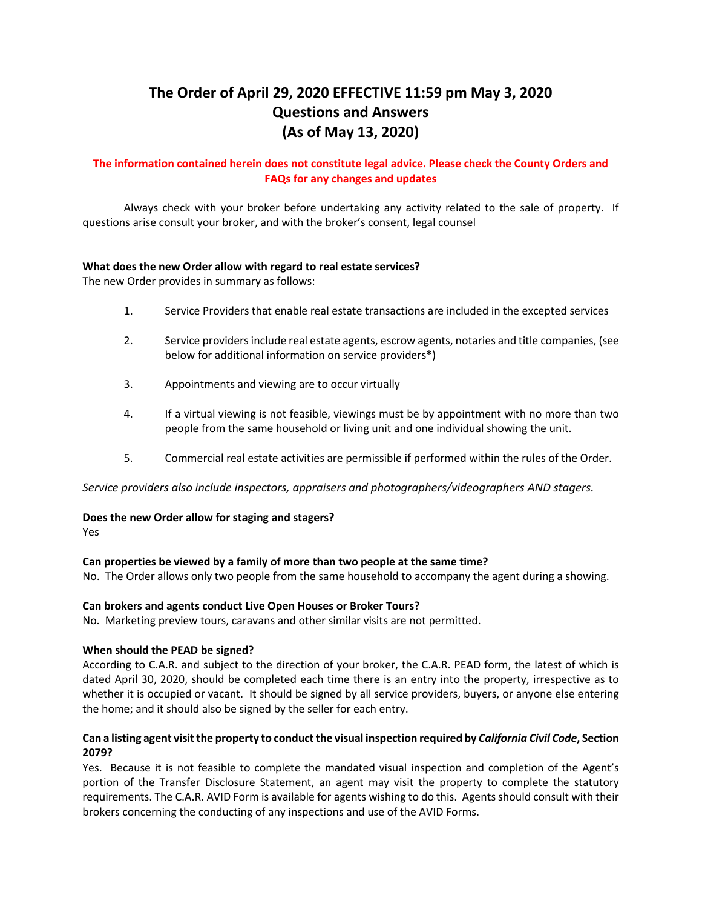# The Order of April 29, 2020 EFFECTIVE 11:59 pm May 3, 2020
# Questions and Answers
# (As of May 13, 2020)

**The information contained herein does not constitute legal advice. Please check the County Orders and FAQs for any changes and updates**

Always check with your broker before undertaking any activity related to the sale of property. If questions arise consult your broker, and with the broker's consent, legal counsel

**What does the new Order allow with regard to real estate services?**
The new Order provides in summary as follows:

1. Service Providers that enable real estate transactions are included in the excepted services

2. Service providers include real estate agents, escrow agents, notaries and title companies, (see below for additional information on service providers*)

3. Appointments and viewing are to occur virtually

4. If a virtual viewing is not feasible, viewings must be by appointment with no more than two people from the same household or living unit and one individual showing the unit.

5. Commercial real estate activities are permissible if performed within the rules of the Order.

*Service providers also include inspectors, appraisers and photographers/videographers AND stagers.*

**Does the new Order allow for staging and stagers?**
Yes

**Can properties be viewed by a family of more than two people at the same time?**
No. The Order allows only two people from the same household to accompany the agent during a showing.

**Can brokers and agents conduct Live Open Houses or Broker Tours?**
No. Marketing preview tours, caravans and other similar visits are not permitted.

**When should the PEAD be signed?**
According to C.A.R. and subject to the direction of your broker, the C.A.R. PEAD form, the latest of which is dated April 30, 2020, should be completed each time there is an entry into the property, irrespective as to whether it is occupied or vacant. It should be signed by all service providers, buyers, or anyone else entering the home; and it should also be signed by the seller for each entry.

**Can a listing agent visit the property to conduct the visual inspection required by *California Civil Code*, Section 2079?**
Yes. Because it is not feasible to complete the mandated visual inspection and completion of the Agent's portion of the Transfer Disclosure Statement, an agent may visit the property to complete the statutory requirements. The C.A.R. AVID Form is available for agents wishing to do this. Agents should consult with their brokers concerning the conducting of any inspections and use of the AVID Forms.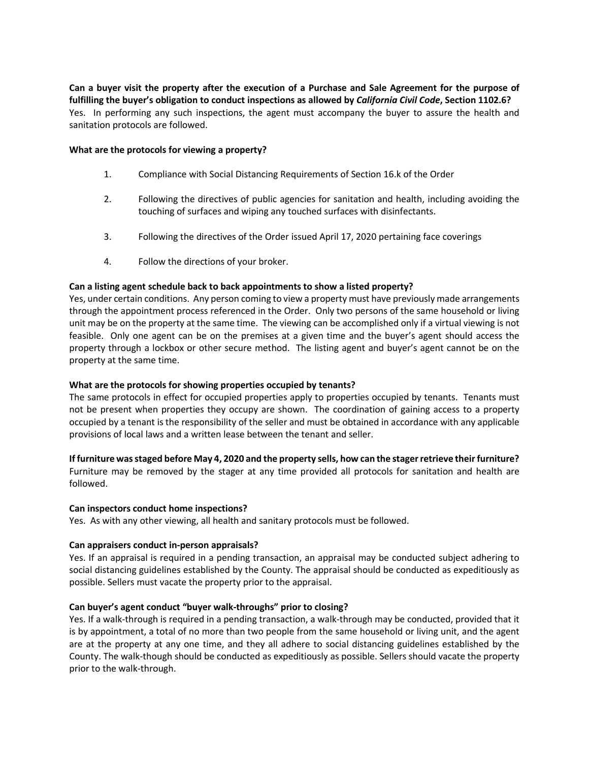**Can a buyer visit the property after the execution of a Purchase and Sale Agreement for the purpose of fulfilling the buyer's obligation to conduct inspections as allowed by *California Civil Code*, Section 1102.6?**

Yes. In performing any such inspections, the agent must accompany the buyer to assure the health and sanitation protocols are followed.

**What are the protocols for viewing a property?**

1. Compliance with Social Distancing Requirements of Section 16.k of the Order
2. Following the directives of public agencies for sanitation and health, including avoiding the touching of surfaces and wiping any touched surfaces with disinfectants.
3. Following the directives of the Order issued April 17, 2020 pertaining face coverings
4. Follow the directions of your broker.

**Can a listing agent schedule back to back appointments to show a listed property?**

Yes, under certain conditions. Any person coming to view a property must have previously made arrangements through the appointment process referenced in the Order. Only two persons of the same household or living unit may be on the property at the same time. The viewing can be accomplished only if a virtual viewing is not feasible. Only one agent can be on the premises at a given time and the buyer's agent should access the property through a lockbox or other secure method. The listing agent and buyer's agent cannot be on the property at the same time.

**What are the protocols for showing properties occupied by tenants?**

The same protocols in effect for occupied properties apply to properties occupied by tenants. Tenants must not be present when properties they occupy are shown. The coordination of gaining access to a property occupied by a tenant is the responsibility of the seller and must be obtained in accordance with any applicable provisions of local laws and a written lease between the tenant and seller.

**If furniture was staged before May 4, 2020 and the property sells, how can the stager retrieve their furniture?**

Furniture may be removed by the stager at any time provided all protocols for sanitation and health are followed.

**Can inspectors conduct home inspections?**

Yes. As with any other viewing, all health and sanitary protocols must be followed.

**Can appraisers conduct in-person appraisals?**

Yes. If an appraisal is required in a pending transaction, an appraisal may be conducted subject adhering to social distancing guidelines established by the County. The appraisal should be conducted as expeditiously as possible. Sellers must vacate the property prior to the appraisal.

**Can buyer's agent conduct "buyer walk-throughs" prior to closing?**

Yes. If a walk-through is required in a pending transaction, a walk-through may be conducted, provided that it is by appointment, a total of no more than two people from the same household or living unit, and the agent are at the property at any one time, and they all adhere to social distancing guidelines established by the County. The walk-though should be conducted as expeditiously as possible. Sellers should vacate the property prior to the walk-through.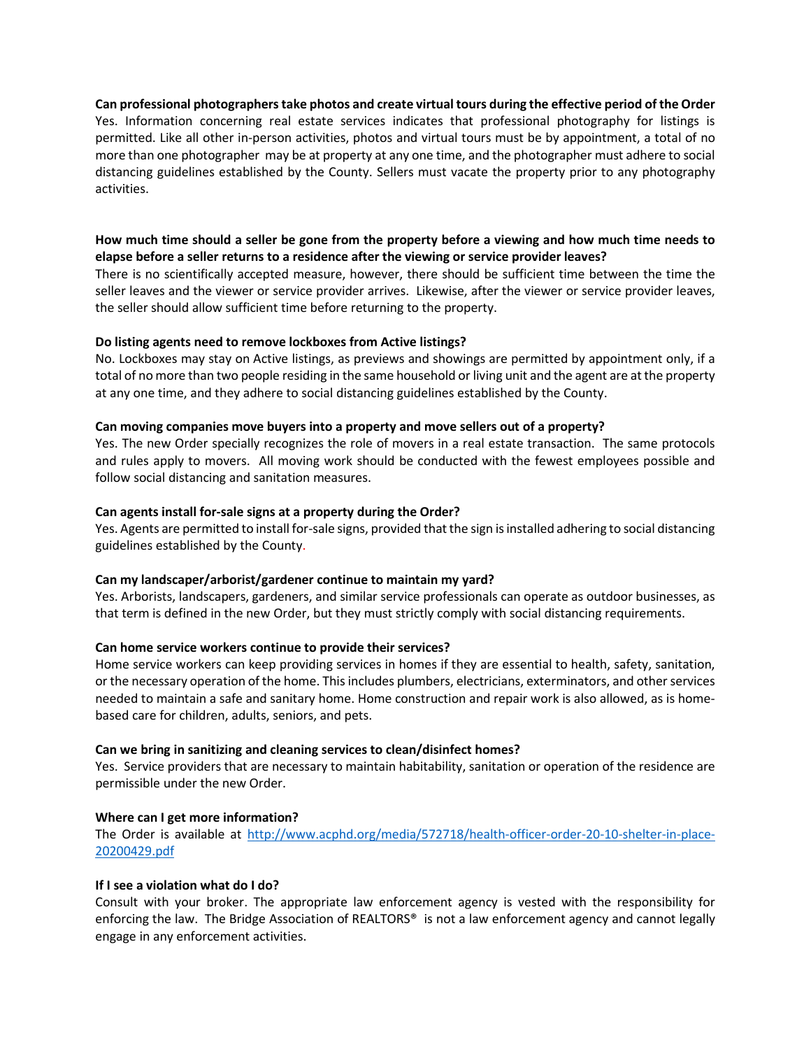**Can professional photographers take photos and create virtual tours during the effective period of the Order**

Yes. Information concerning real estate services indicates that professional photography for listings is permitted. Like all other in-person activities, photos and virtual tours must be by appointment, a total of no more than one photographer may be at property at any one time, and the photographer must adhere to social distancing guidelines established by the County. Sellers must vacate the property prior to any photography activities.

**How much time should a seller be gone from the property before a viewing and how much time needs to elapse before a seller returns to a residence after the viewing or service provider leaves?**

There is no scientifically accepted measure, however, there should be sufficient time between the time the seller leaves and the viewer or service provider arrives. Likewise, after the viewer or service provider leaves, the seller should allow sufficient time before returning to the property.

**Do listing agents need to remove lockboxes from Active listings?**

No. Lockboxes may stay on Active listings, as previews and showings are permitted by appointment only, if a total of no more than two people residing in the same household or living unit and the agent are at the property at any one time, and they adhere to social distancing guidelines established by the County.

**Can moving companies move buyers into a property and move sellers out of a property?**

Yes. The new Order specially recognizes the role of movers in a real estate transaction. The same protocols and rules apply to movers. All moving work should be conducted with the fewest employees possible and follow social distancing and sanitation measures.

**Can agents install for-sale signs at a property during the Order?**

Yes. Agents are permitted to install for-sale signs, provided that the sign is installed adhering to social distancing guidelines established by the County.

**Can my landscaper/arborist/gardener continue to maintain my yard?**

Yes. Arborists, landscapers, gardeners, and similar service professionals can operate as outdoor businesses, as that term is defined in the new Order, but they must strictly comply with social distancing requirements.

**Can home service workers continue to provide their services?**

Home service workers can keep providing services in homes if they are essential to health, safety, sanitation, or the necessary operation of the home. This includes plumbers, electricians, exterminators, and other services needed to maintain a safe and sanitary home. Home construction and repair work is also allowed, as is home-based care for children, adults, seniors, and pets.

**Can we bring in sanitizing and cleaning services to clean/disinfect homes?**

Yes. Service providers that are necessary to maintain habitability, sanitation or operation of the residence are permissible under the new Order.

**Where can I get more information?**

The Order is available at [http://www.acphd.org/media/572718/health-officer-order-20-10-shelter-in-place-20200429.pdf](http://www.acphd.org/media/572718/health-officer-order-20-10-shelter-in-place-20200429.pdf)

**If I see a violation what do I do?**

Consult with your broker. The appropriate law enforcement agency is vested with the responsibility for enforcing the law. The Bridge Association of REALTORS® is not a law enforcement agency and cannot legally engage in any enforcement activities.